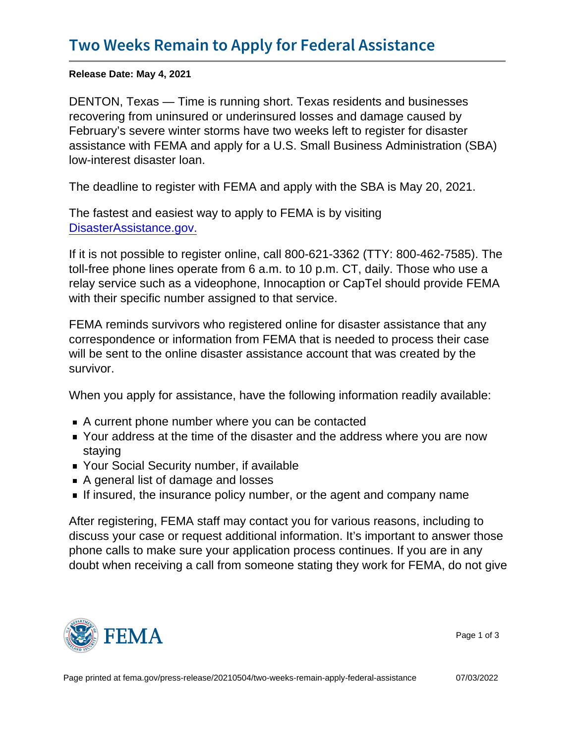# Two Weeks Remain to Apply for Federal Assistance

**Release Date: May 4, 2021**

DENTON, Texas — Time is running short. Texas residents and businesses recovering from uninsured or underinsured losses and damage caused by February's severe winter storms have two weeks left to register for disaster assistance with FEMA and apply for a U.S. Small Business Administration (SBA) low-interest disaster loan.

The deadline to register with FEMA and apply with the SBA is May 20, 2021.

The fastest and easiest way to apply to FEMA is by visiting [DisasterAssistance.gov.](https://www.disasterassistance.gov)

If it is not possible to register online, call 800-621-3362 (TTY: 800-462-7585). The toll-free phone lines operate from 6 a.m. to 10 p.m. CT, daily. Those who use a relay service such as a videophone, Innocaption or CapTel should provide FEMA with their specific number assigned to that service.

FEMA reminds survivors who registered online for disaster assistance that any correspondence or information from FEMA that is needed to process their case will be sent to the online disaster assistance account that was created by the survivor.

When you apply for assistance, have the following information readily available:

- A current phone number where you can be contacted
- Your address at the time of the disaster and the address where you are now staying
- Your Social Security number, if available
- A general list of damage and losses
- If insured, the insurance policy number, or the agent and company name

After registering, FEMA staff may contact you for various reasons, including to discuss your case or request additional information. It's important to answer those phone calls to make sure your application process continues. If you are in any doubt when receiving a call from someone stating they work for FEMA, do not give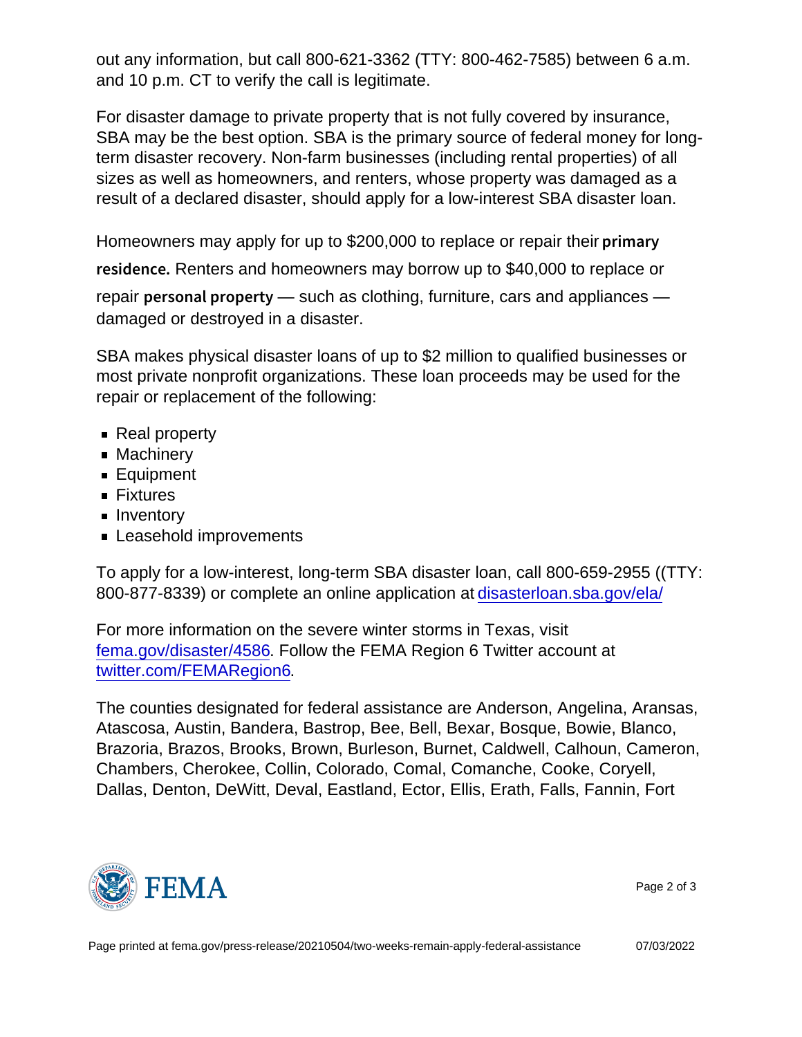out any information, but call 800-621-3362 (TTY: 800-462-7585) between 6 a.m. and 10 p.m. CT to verify the call is legitimate.

For disaster damage to private property that is not fully covered by insurance, SBA may be the best option. SBA is the primary source of federal money for long-term disaster recovery. Non-farm businesses (including rental properties) of all sizes as well as homeowners, and renters, whose property was damaged as a result of a declared disaster, should apply for a low-interest SBA disaster loan.

Homeowners may apply for up to $200,000 to replace or repair their primary residence. Renters and homeowners may borrow up to $40,000 to replace or repair personal property — such as clothing, furniture, cars and appliances — damaged or destroyed in a disaster.

SBA makes physical disaster loans of up to $2 million to qualified businesses or most private nonprofit organizations. These loan proceeds may be used for the repair or replacement of the following:

- Real property
- Machinery
- Equipment
- Fixtures
- Inventory
- Leasehold improvements

To apply for a low-interest, long-term SBA disaster loan, call 800-659-2955 ((TTY: 800-877-8339) or complete an online application at disasterloan.sba.gov/ela/

For more information on the severe winter storms in Texas, visit fema.gov/disaster/4586. Follow the FEMA Region 6 Twitter account at twitter.com/FEMARegion6.

The counties designated for federal assistance are Anderson, Angelina, Aransas, Atascosa, Austin, Bandera, Bastrop, Bee, Bell, Bexar, Bosque, Bowie, Blanco, Brazoria, Brazos, Brooks, Brown, Burleson, Burnet, Caldwell, Calhoun, Cameron, Chambers, Cherokee, Collin, Colorado, Comal, Comanche, Cooke, Coryell, Dallas, Denton, DeWitt, Deval, Eastland, Ector, Ellis, Erath, Falls, Fannin, Fort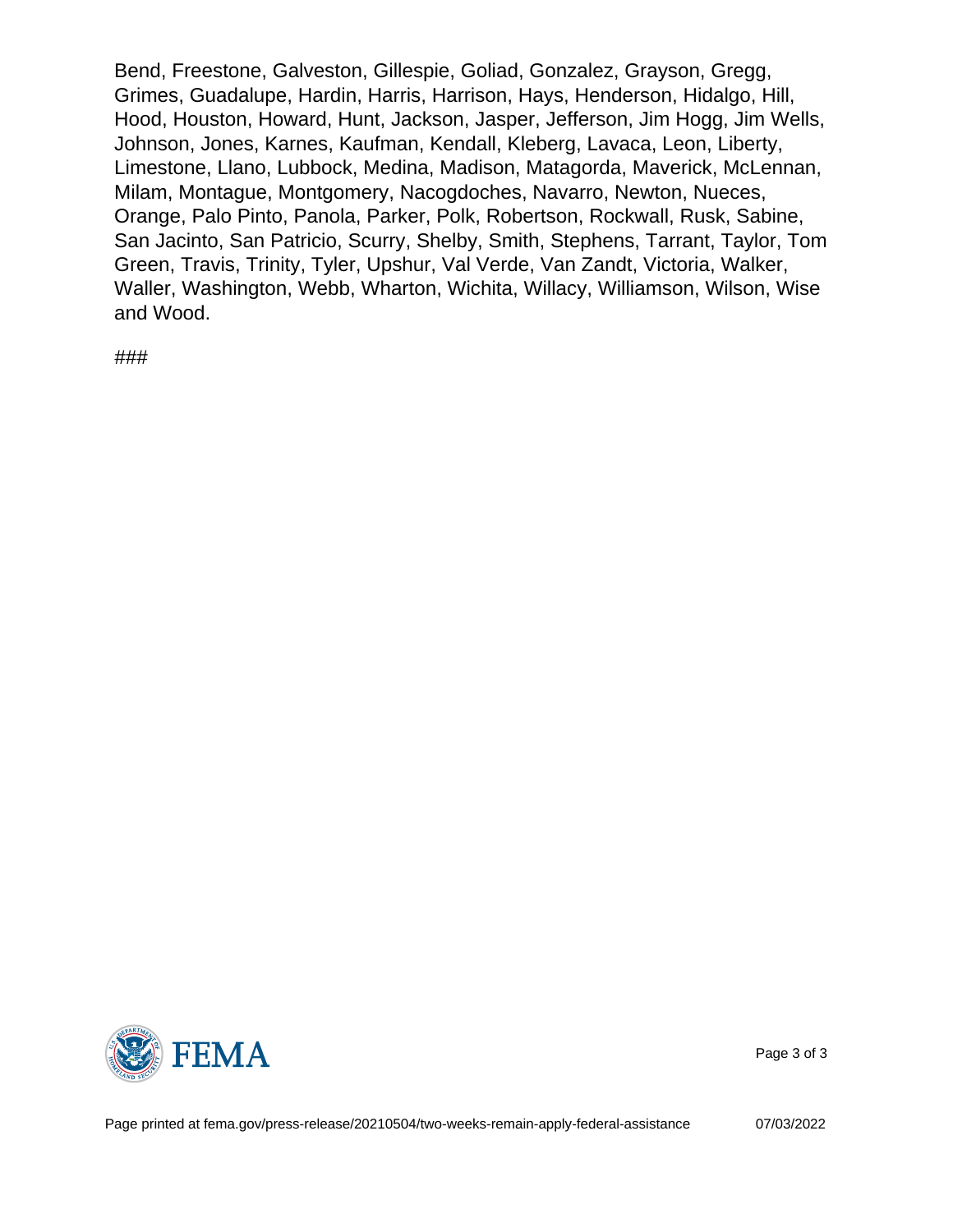Bend, Freestone, Galveston, Gillespie, Goliad, Gonzalez, Grayson, Gregg, Grimes, Guadalupe, Hardin, Harris, Harrison, Hays, Henderson, Hidalgo, Hill, Hood, Houston, Howard, Hunt, Jackson, Jasper, Jefferson, Jim Hogg, Jim Wells, Johnson, Jones, Karnes, Kaufman, Kendall, Kleberg, Lavaca, Leon, Liberty, Limestone, Llano, Lubbock, Medina, Madison, Matagorda, Maverick, McLennan, Milam, Montague, Montgomery, Nacogdoches, Navarro, Newton, Nueces, Orange, Palo Pinto, Panola, Parker, Polk, Robertson, Rockwall, Rusk, Sabine, San Jacinto, San Patricio, Scurry, Shelby, Smith, Stephens, Tarrant, Taylor, Tom Green, Travis, Trinity, Tyler, Upshur, Val Verde, Van Zandt, Victoria, Walker, Waller, Washington, Webb, Wharton, Wichita, Willacy, Williamson, Wilson, Wise and Wood.

###